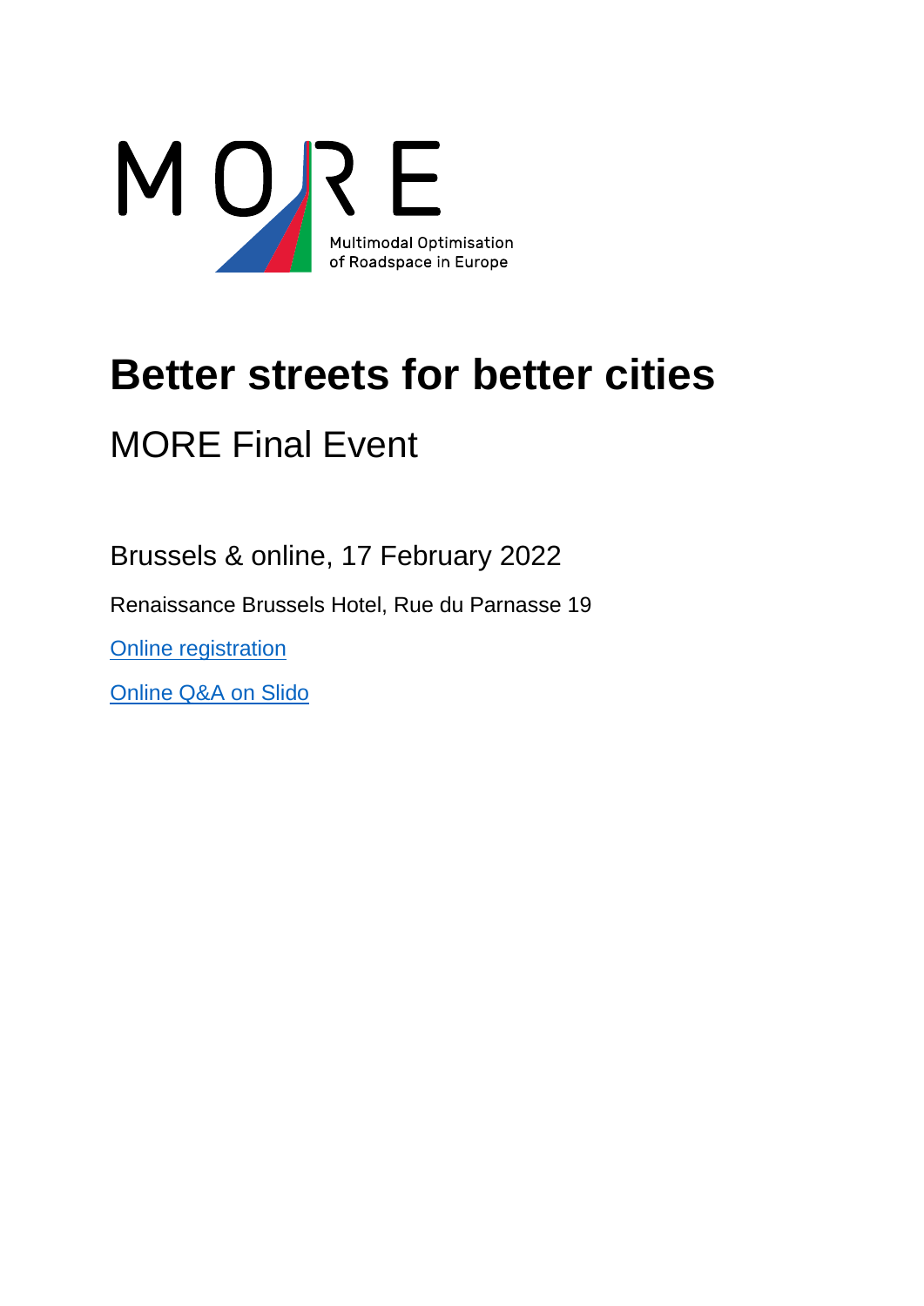MORE

Multimodal Optimisation of Roadspace in Europe

# Better streets for better cities

## MORE Final Event

Brussels & online, 17 February 2022

Renaissance Brussels Hotel, Rue du Parnasse 19

Online registration

Online Q&A on Slido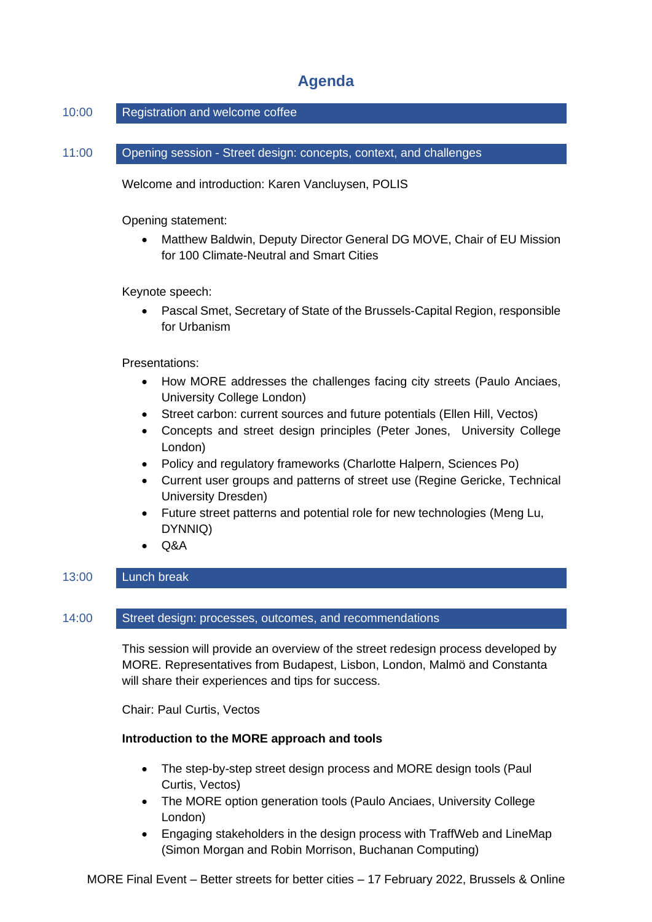# Agenda

**10:00** Registration and welcome coffee

**11:00** Opening session - Street design: concepts, context, and challenges

Welcome and introduction: Karen Vancluysen, POLIS

Opening statement:

- Matthew Baldwin, Deputy Director General DG MOVE, Chair of EU Mission for 100 Climate-Neutral and Smart Cities

Keynote speech:

- Pascal Smet, Secretary of State of the Brussels-Capital Region, responsible for Urbanism

Presentations:

- How MORE addresses the challenges facing city streets (Paulo Anciaes, University College London)
- Street carbon: current sources and future potentials (Ellen Hill, Vectos)
- Concepts and street design principles (Peter Jones, University College London)
- Policy and regulatory frameworks (Charlotte Halpern, Sciences Po)
- Current user groups and patterns of street use (Regine Gericke, Technical University Dresden)
- Future street patterns and potential role for new technologies (Meng Lu, DYNNIQ)
- Q&A

**13:00** Lunch break

**14:00** Street design: processes, outcomes, and recommendations

This session will provide an overview of the street redesign process developed by MORE. Representatives from Budapest, Lisbon, London, Malmö and Constanta will share their experiences and tips for success.

Chair: Paul Curtis, Vectos

**Introduction to the MORE approach and tools**

- The step-by-step street design process and MORE design tools (Paul Curtis, Vectos)
- The MORE option generation tools (Paulo Anciaes, University College London)
- Engaging stakeholders in the design process with TraffWeb and LineMap (Simon Morgan and Robin Morrison, Buchanan Computing)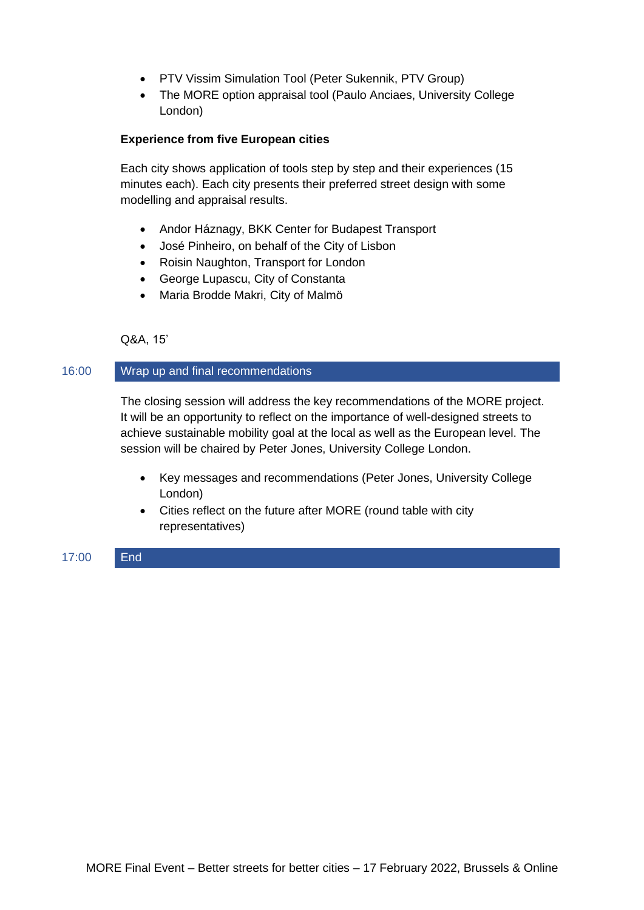- PTV Vissim Simulation Tool (Peter Sukennik, PTV Group)
- The MORE option appraisal tool (Paulo Anciaes, University College London)

**Experience from five European cities**

Each city shows application of tools step by step and their experiences (15 minutes each). Each city presents their preferred street design with some modelling and appraisal results.

- Andor Háznagy, BKK Center for Budapest Transport
- José Pinheiro, on behalf of the City of Lisbon
- Roisin Naughton, Transport for London
- George Lupascu, City of Constanta
- Maria Brodde Makri, City of Malmö

Q&A, 15’

| 16:00 | Wrap up and final recommendations |
|---|---|

The closing session will address the key recommendations of the MORE project. It will be an opportunity to reflect on the importance of well-designed streets to achieve sustainable mobility goal at the local as well as the European level. The session will be chaired by Peter Jones, University College London.

- Key messages and recommendations (Peter Jones, University College London)
- Cities reflect on the future after MORE (round table with city representatives)

| 17:00 | End |
|---|---|